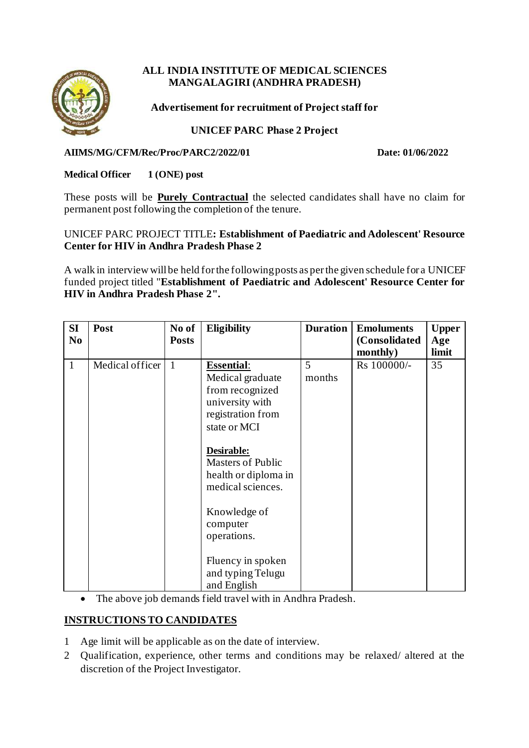# ALL INDIA INSTITUTE OF MEDICAL SCIENCES MANGALAGIRI (ANDHRA PRADESH)

**Advertisement for recruitment of Project staff for**

**UNICEF PARC Phase 2 Project**

**AIIMS/MG/CFM/Rec/Proc/PARC2/2022/01** **Date: 01/06/2022**

**Medical Officer 1 (ONE) post**

These posts will be **Purely Contractual** the selected candidates shall have no claim for permanent post following the completion of the tenure.

UNICEF PARC PROJECT TITLE**: Establishment of Paediatric and Adolescent' Resource Center for HIV in Andhra Pradesh Phase 2**

A walk in interview will be held for the following posts as per the given schedule for a UNICEF funded project titled "**Establishment of Paediatric and Adolescent' Resource Center for HIV in Andhra Pradesh Phase 2".**

| SI No | Post | No of Posts | Eligibility | Duration | Emoluments (Consolidated monthly) | Upper Age limit |
|---|---|---|---|---|---|---|
| 1 | Medical officer | 1 | **Essential**: Medical graduate from recognized university with registration from state or MCI<br><br>**Desirable:** Masters of Public health or diploma in medical sciences.<br><br>Knowledge of computer operations.<br><br>Fluency in spoken and typing Telugu and English | 5 months | Rs 100000/- | 35 |

- The above job demands field travel with in Andhra Pradesh.

## INSTRUCTIONS TO CANDIDATES

1. Age limit will be applicable as on the date of interview.
2. Qualification, experience, other terms and conditions may be relaxed/ altered at the discretion of the Project Investigator.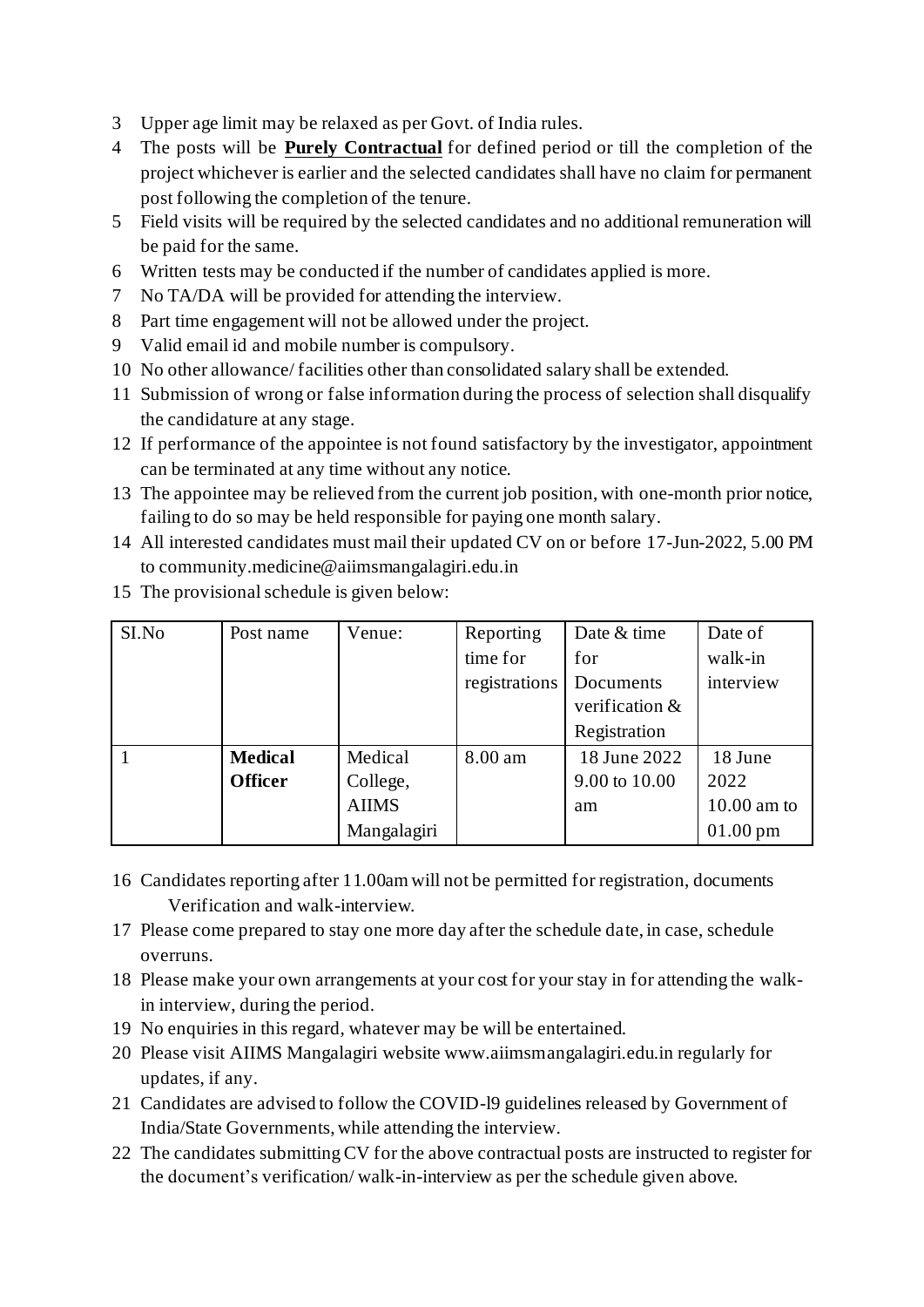3. Upper age limit may be relaxed as per Govt. of India rules.
4. The posts will be **<u>Purely Contractual</u>** for defined period or till the completion of the project whichever is earlier and the selected candidates shall have no claim for permanent post following the completion of the tenure.
5. Field visits will be required by the selected candidates and no additional remuneration will be paid for the same.
6. Written tests may be conducted if the number of candidates applied is more.
7. No TA/DA will be provided for attending the interview.
8. Part time engagement will not be allowed under the project.
9. Valid email id and mobile number is compulsory.
10. No other allowance/ facilities other than consolidated salary shall be extended.
11. Submission of wrong or false information during the process of selection shall disqualify the candidature at any stage.
12. If performance of the appointee is not found satisfactory by the investigator, appointment can be terminated at any time without any notice.
13. The appointee may be relieved from the current job position, with one-month prior notice, failing to do so may be held responsible for paying one month salary.
14. All interested candidates must mail their updated CV on or before 17-Jun-2022, 5.00 PM to community.medicine@aiimsmangalagiri.edu.in
15. The provisional schedule is given below:

| SI.No | Post name | Venue: | Reporting time for registrations | Date & time for Documents verification & Registration | Date of walk-in interview |
|---|---|---|---|---|---|
| 1 | **Medical Officer** | Medical College, AIIMS Mangalagiri | 8.00 am | 18 June 2022 9.00 to 10.00 am | 18 June 2022 10.00 am to 01.00 pm |

16. Candidates reporting after 11.00am will not be permitted for registration, documents Verification and walk-interview.
17. Please come prepared to stay one more day after the schedule date, in case, schedule overruns.
18. Please make your own arrangements at your cost for your stay in for attending the walk-in interview, during the period.
19. No enquiries in this regard, whatever may be will be entertained.
20. Please visit AIIMS Mangalagiri website www.aiimsmangalagiri.edu.in regularly for updates, if any.
21. Candidates are advised to follow the COVID-l9 guidelines released by Government of India/State Governments, while attending the interview.
22. The candidates submitting CV for the above contractual posts are instructed to register for the document's verification/ walk-in-interview as per the schedule given above.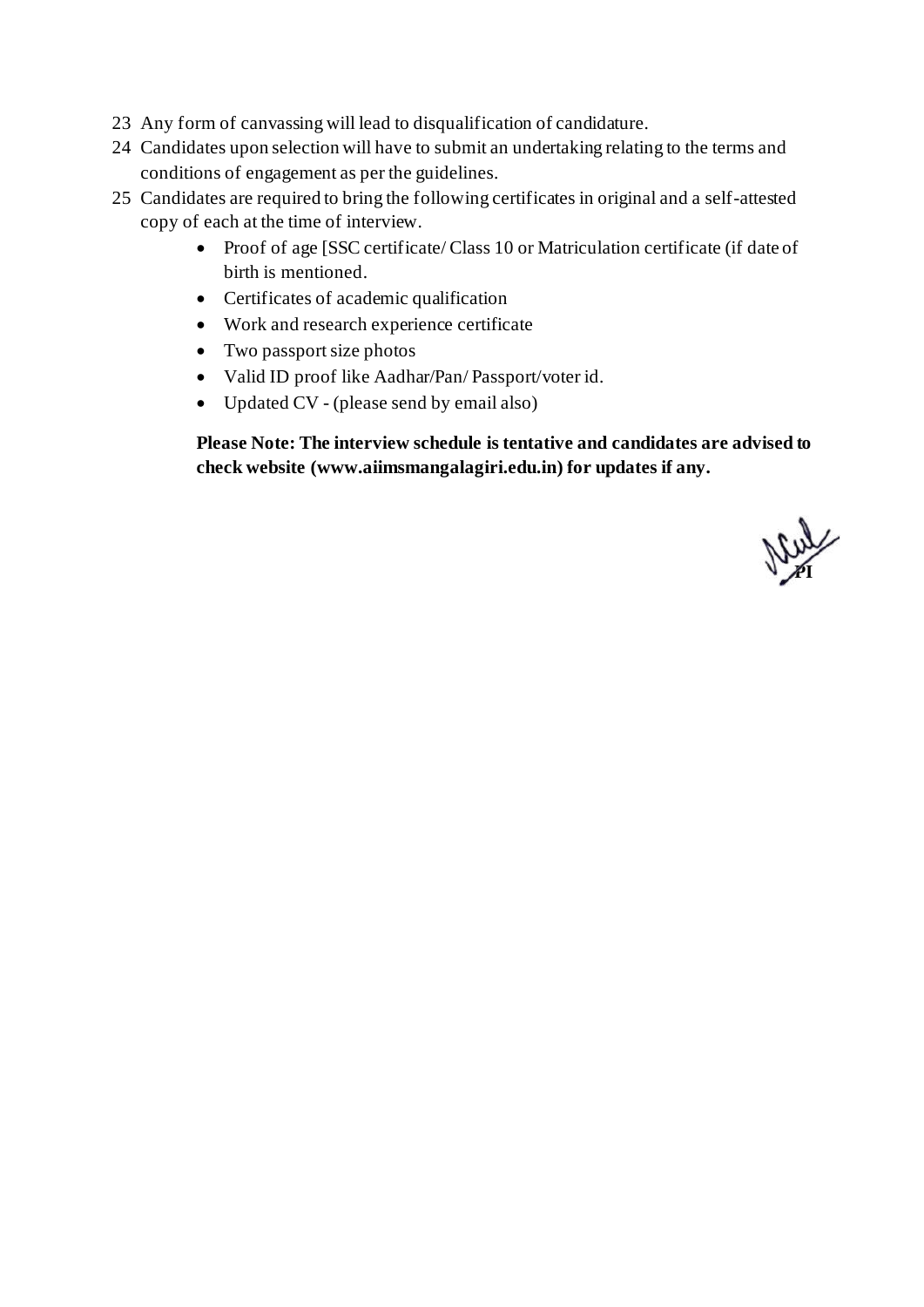23 Any form of canvassing will lead to disqualification of candidature.

24 Candidates upon selection will have to submit an undertaking relating to the terms and conditions of engagement as per the guidelines.

25 Candidates are required to bring the following certificates in original and a self-attested copy of each at the time of interview.

- Proof of age [SSC certificate/ Class 10 or Matriculation certificate (if date of birth is mentioned.
- Certificates of academic qualification
- Work and research experience certificate
- Two passport size photos
- Valid ID proof like Aadhar/Pan/ Passport/voter id.
- Updated CV - (please send by email also)

**Please Note: The interview schedule is tentative and candidates are advised to check website (www.aiimsmangalagiri.edu.in) for updates if any.**

**PI**